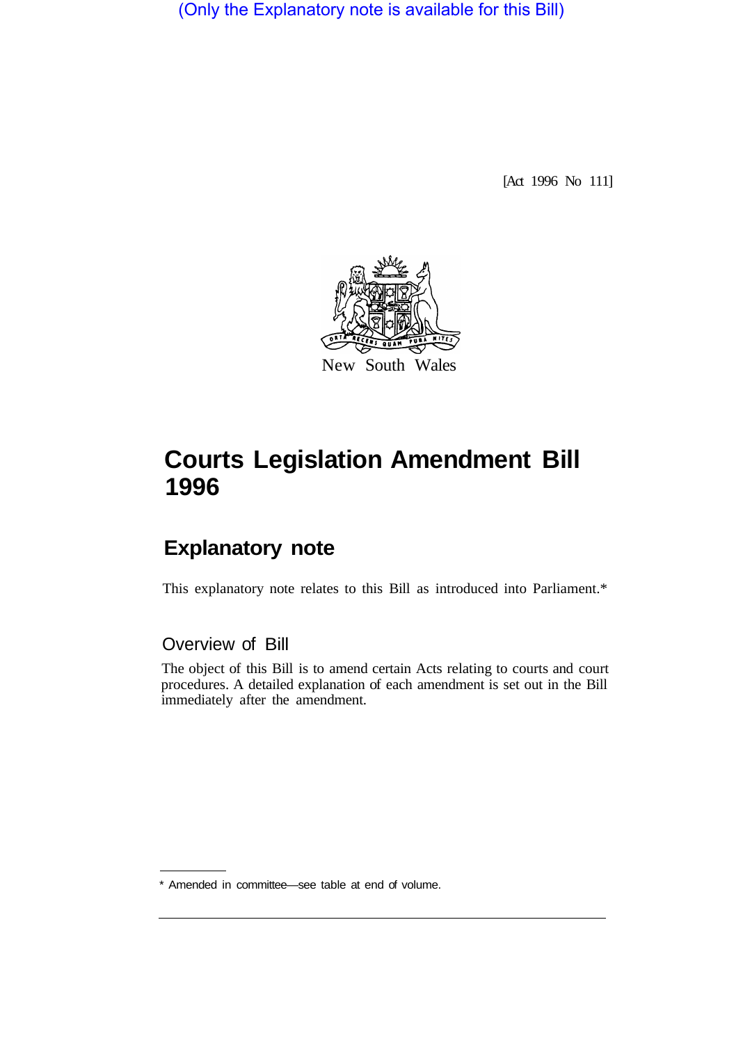(Only the Explanatory note is available for this Bill)

[Act 1996 No 111]

New South Wales

# Courts Legislation Amendment Bill 1996

## Explanatory note

This explanatory note relates to this Bill as introduced into Parliament.*

### Overview of Bill

The object of this Bill is to amend certain Acts relating to courts and court procedures. A detailed explanation of each amendment is set out in the Bill immediately after the amendment.

* Amended in committee—see table at end of volume.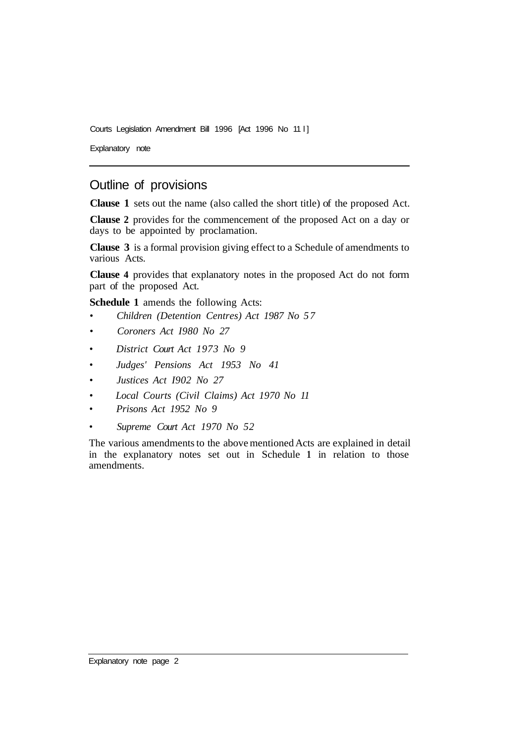## Outline of provisions

**Clause 1** sets out the name (also called the short title) of the proposed Act.

**Clause 2** provides for the commencement of the proposed Act on a day or days to be appointed by proclamation.

**Clause 3** is a formal provision giving effect to a Schedule of amendments to various Acts.

**Clause 4** provides that explanatory notes in the proposed Act do not form part of the proposed Act.

**Schedule 1** amends the following Acts:

- *Children (Detention Centres) Act 1987 No 57*
- *Coroners Act I980 No 27*
- *District Court Act 1973 No 9*
- *Judges' Pensions Act 1953 No 41*
- *Justices Act I902 No 27*
- *Local Courts (Civil Claims) Act 1970 No 11*
- *Prisons Act 1952 No 9*
- *Supreme Court Act 1970 No 52*

The various amendments to the above mentioned Acts are explained in detail in the explanatory notes set out in Schedule 1 in relation to those amendments.